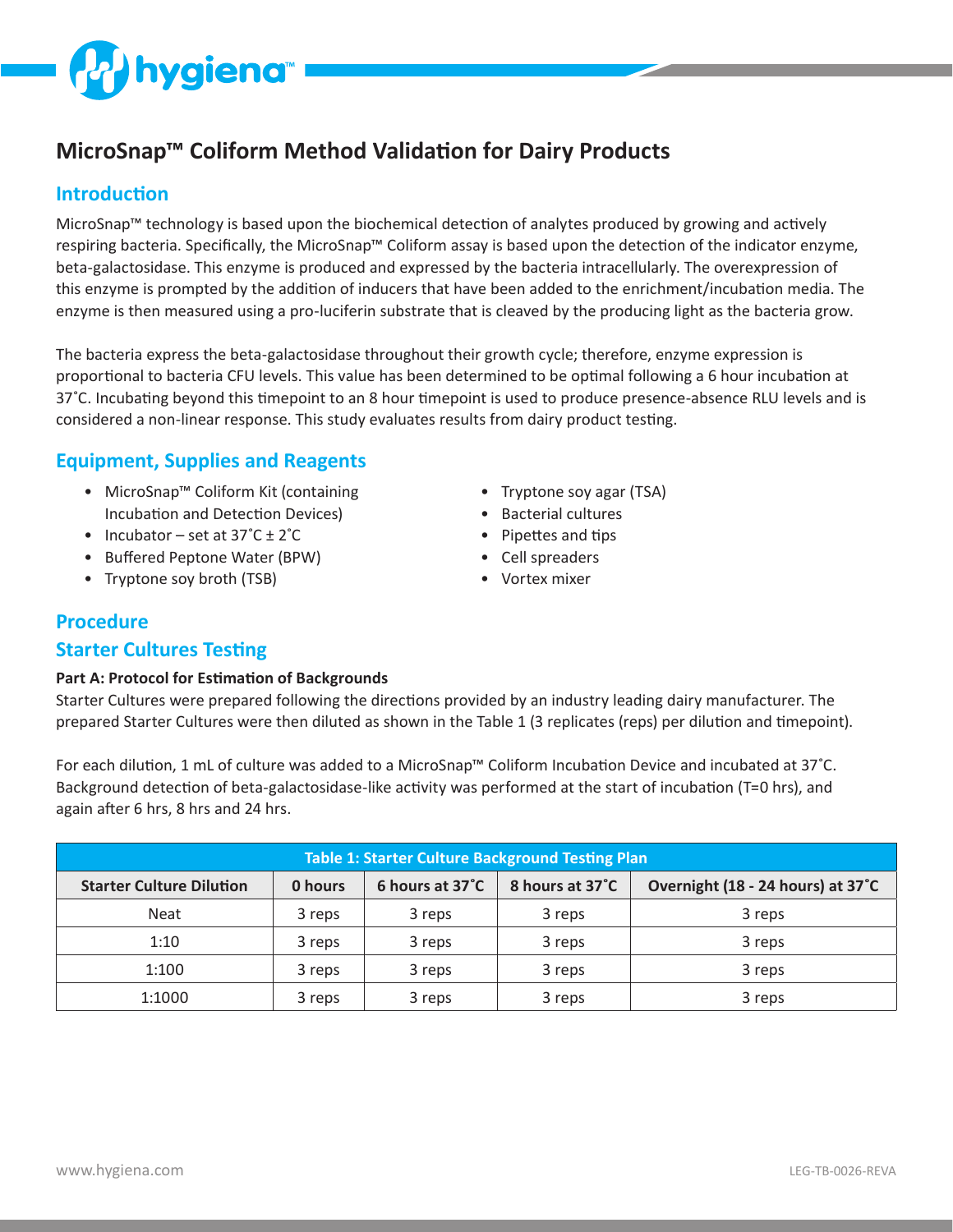# MicroSnap™ Coliform Method Validation for Dairy Products

## Introduction

MicroSnap™ technology is based upon the biochemical detection of analytes produced by growing and actively respiring bacteria. Specifically, the MicroSnap™ Coliform assay is based upon the detection of the indicator enzyme, beta-galactosidase. This enzyme is produced and expressed by the bacteria intracellularly. The overexpression of this enzyme is prompted by the addition of inducers that have been added to the enrichment/incubation media. The enzyme is then measured using a pro-luciferin substrate that is cleaved by the producing light as the bacteria grow.

The bacteria express the beta-galactosidase throughout their growth cycle; therefore, enzyme expression is proportional to bacteria CFU levels. This value has been determined to be optimal following a 6 hour incubation at 37˚C. Incubating beyond this timepoint to an 8 hour timepoint is used to produce presence-absence RLU levels and is considered a non-linear response. This study evaluates results from dairy product testing.

## Equipment, Supplies and Reagents

- MicroSnap™ Coliform Kit (containing Incubation and Detection Devices)
- Incubator – set at 37˚C ± 2˚C
- Buffered Peptone Water (BPW)
- Tryptone soy broth (TSB)
- Tryptone soy agar (TSA)
- Bacterial cultures
- Pipettes and tips
- Cell spreaders
- Vortex mixer

## Procedure

## Starter Cultures Testing

**Part A: Protocol for Estimation of Backgrounds**

Starter Cultures were prepared following the directions provided by an industry leading dairy manufacturer. The prepared Starter Cultures were then diluted as shown in the Table 1 (3 replicates (reps) per dilution and timepoint).

For each dilution, 1 mL of culture was added to a MicroSnap™ Coliform Incubation Device and incubated at 37˚C. Background detection of beta-galactosidase-like activity was performed at the start of incubation (T=0 hrs), and again after 6 hrs, 8 hrs and 24 hrs.

**Table 1: Starter Culture Background Testing Plan**

| Starter Culture Dilution | 0 hours | 6 hours at 37˚C | 8 hours at 37˚C | Overnight (18 - 24 hours) at 37˚C |
|---|---|---|---|---|
| Neat | 3 reps | 3 reps | 3 reps | 3 reps |
| 1:10 | 3 reps | 3 reps | 3 reps | 3 reps |
| 1:100 | 3 reps | 3 reps | 3 reps | 3 reps |
| 1:1000 | 3 reps | 3 reps | 3 reps | 3 reps |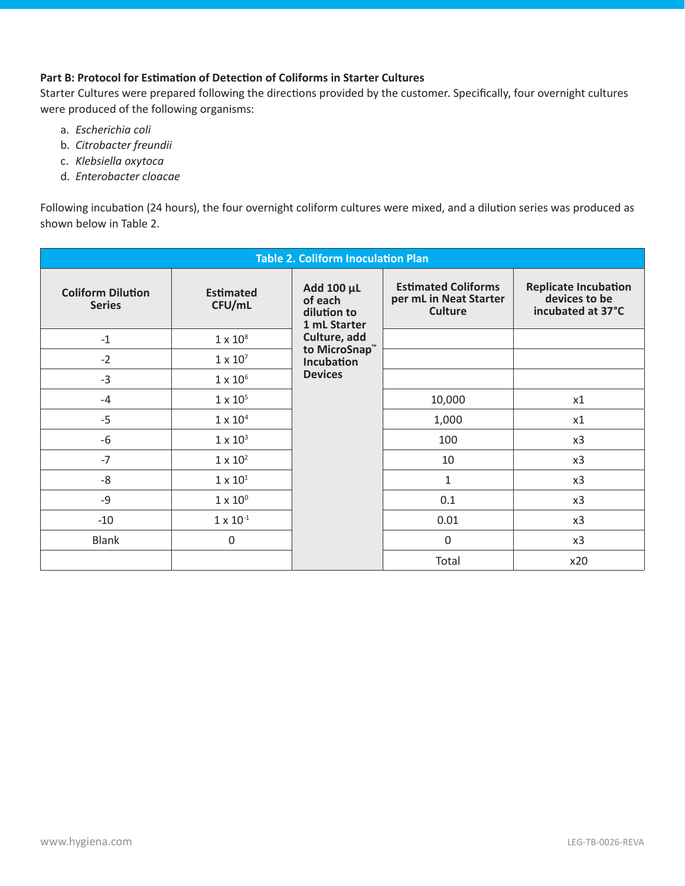**Part B: Protocol for Estimation of Detection of Coliforms in Starter Cultures**

Starter Cultures were prepared following the directions provided by the customer. Specifically, four overnight cultures were produced of the following organisms:

a. *Escherichia coli*
b. *Citrobacter freundii*
c. *Klebsiella oxytoca*
d. *Enterobacter cloacae*

Following incubation (24 hours), the four overnight coliform cultures were mixed, and a dilution series was produced as shown below in Table 2.

**Table 2. Coliform Inoculation Plan**

| Coliform Dilution Series | Estimated CFU/mL | Add 100 µL of each dilution to 1 mL Starter Culture, add to MicroSnap™ Incubation Devices | Estimated Coliforms per mL in Neat Starter Culture | Replicate Incubation devices to be incubated at 37°C |
|---|---|---|---|---|
| -1 | $1 \times 10^8$ | | | |
| -2 | $1 \times 10^7$ | | | |
| -3 | $1 \times 10^6$ | | | |
| -4 | $1 \times 10^5$ | | 10,000 | x1 |
| -5 | $1 \times 10^4$ | | 1,000 | x1 |
| -6 | $1 \times 10^3$ | | 100 | x3 |
| -7 | $1 \times 10^2$ | | 10 | x3 |
| -8 | $1 \times 10^1$ | | 1 | x3 |
| -9 | $1 \times 10^0$ | | 0.1 | x3 |
| -10 | $1 \times 10^{-1}$ | | 0.01 | x3 |
| Blank | 0 | | 0 | x3 |
| | | | Total | x20 |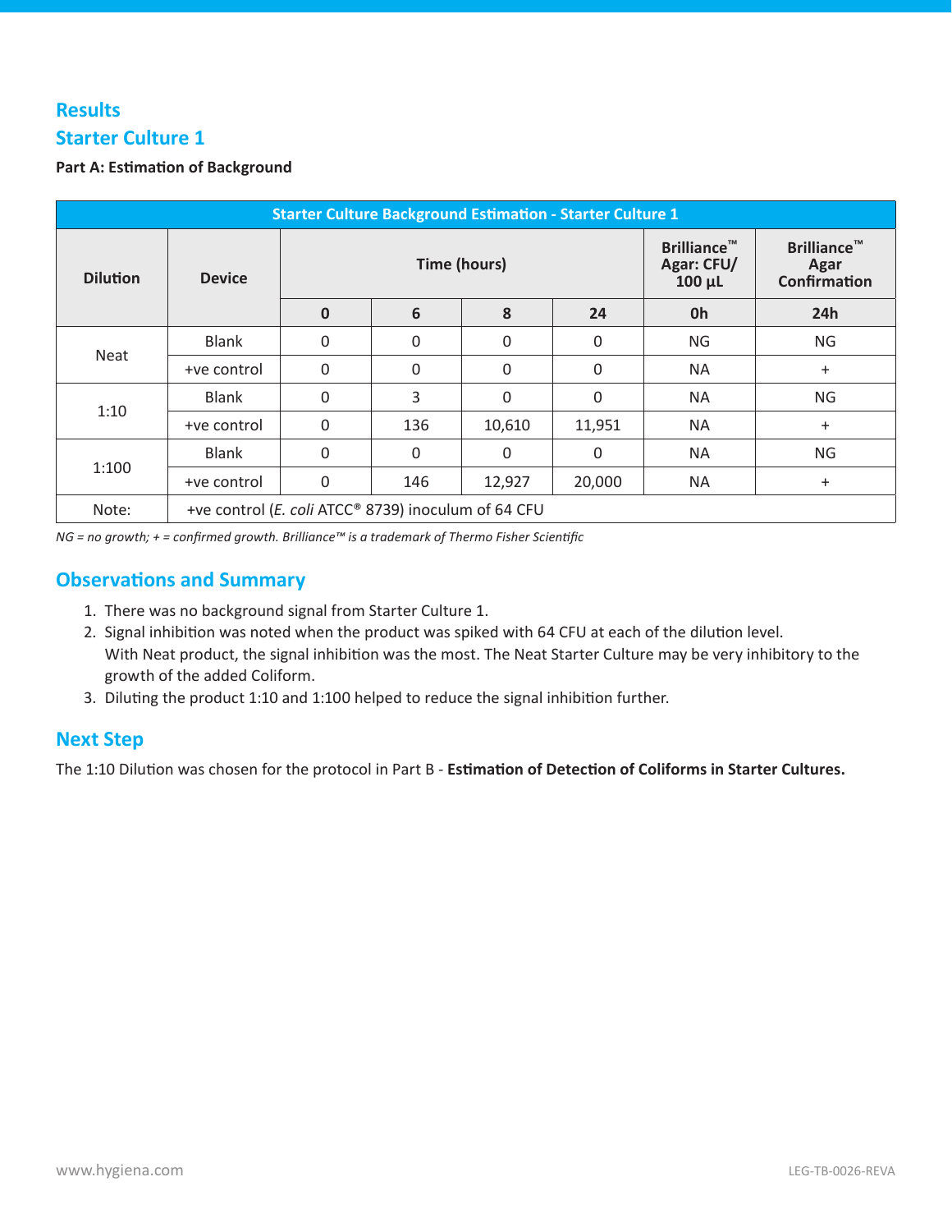## Results

## Starter Culture 1

**Part A: Estimation of Background**

| Starter Culture Background Estimation - Starter Culture 1 | | | | | | | |
|---|---|---|---|---|---|---|---|
| **Dilution** | **Device** | **Time (hours)** | | | | **Brilliance™ Agar: CFU/ 100 µL** | **Brilliance™ Agar Confirmation** |
| | | **0** | **6** | **8** | **24** | **0h** | **24h** |
| Neat | Blank | 0 | 0 | 0 | 0 | NG | NG |
| | +ve control | 0 | 0 | 0 | 0 | NA | + |
| 1:10 | Blank | 0 | 3 | 0 | 0 | NA | NG |
| | +ve control | 0 | 136 | 10,610 | 11,951 | NA | + |
| 1:100 | Blank | 0 | 0 | 0 | 0 | NA | NG |
| | +ve control | 0 | 146 | 12,927 | 20,000 | NA | + |
| Note: | +ve control (*E. coli* ATCC® 8739) inoculum of 64 CFU | | | | | | |

*NG = no growth; + = confirmed growth. Brilliance™ is a trademark of Thermo Fisher Scientific*

## Observations and Summary

1. There was no background signal from Starter Culture 1.
2. Signal inhibition was noted when the product was spiked with 64 CFU at each of the dilution level. With Neat product, the signal inhibition was the most. The Neat Starter Culture may be very inhibitory to the growth of the added Coliform.
3. Diluting the product 1:10 and 1:100 helped to reduce the signal inhibition further.

## Next Step

The 1:10 Dilution was chosen for the protocol in Part B - **Estimation of Detection of Coliforms in Starter Cultures.**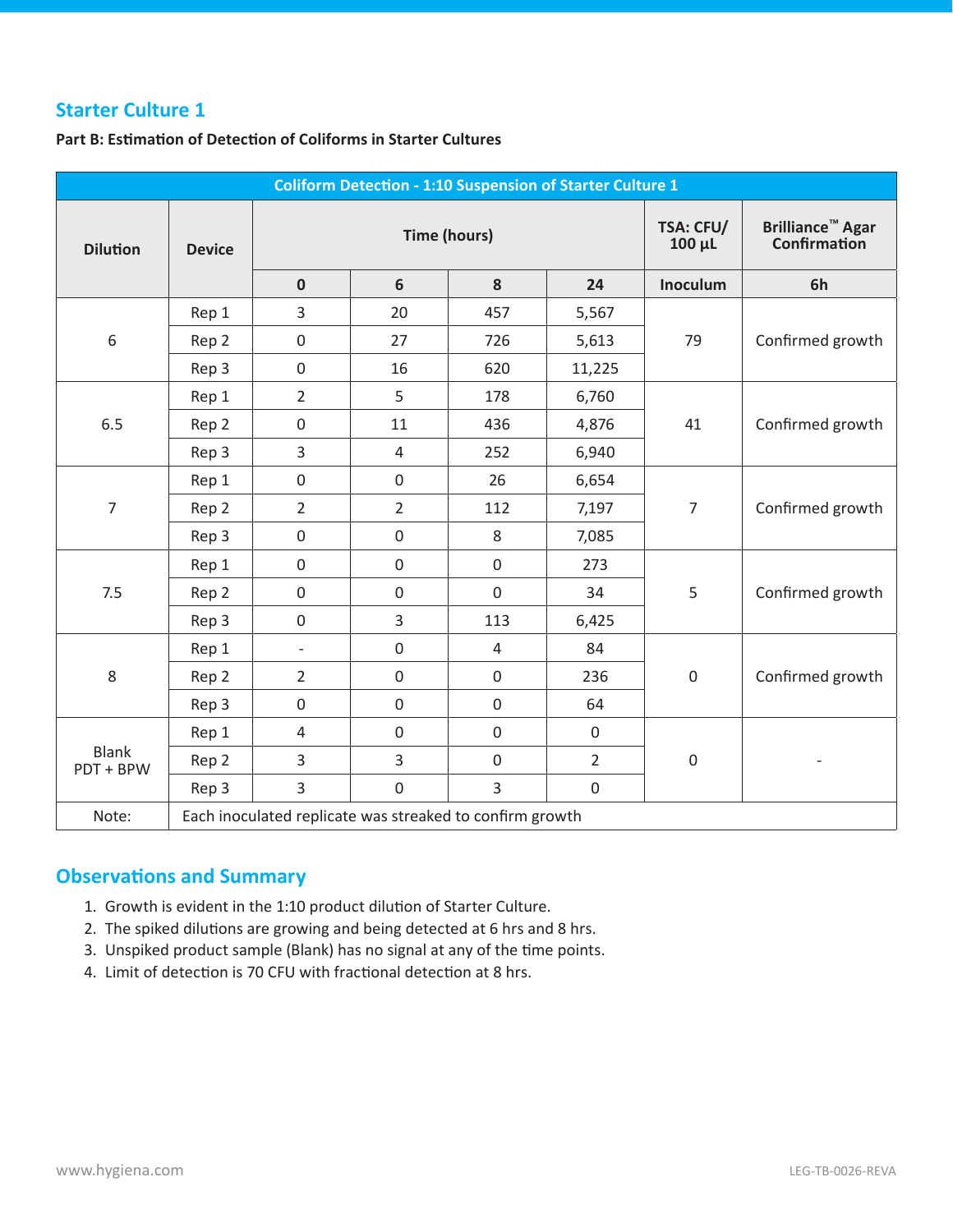## Starter Culture 1

**Part B: Estimation of Detection of Coliforms in Starter Cultures**

| Coliform Detection - 1:10 Suspension of Starter Culture 1 | | | | | | | |
|---|---|---|---|---|---|---|---|
| **Dilution** | **Device** | **Time (hours)** | | | | **TSA: CFU/ 100 µL** | **Brilliance™ Agar Confirmation** |
| | | **0** | **6** | **8** | **24** | **Inoculum** | **6h** |
| 6 | Rep 1 | 3 | 20 | 457 | 5,567 | 79 | Confirmed growth |
| | Rep 2 | 0 | 27 | 726 | 5,613 | | |
| | Rep 3 | 0 | 16 | 620 | 11,225 | | |
| 6.5 | Rep 1 | 2 | 5 | 178 | 6,760 | 41 | Confirmed growth |
| | Rep 2 | 0 | 11 | 436 | 4,876 | | |
| | Rep 3 | 3 | 4 | 252 | 6,940 | | |
| 7 | Rep 1 | 0 | 0 | 26 | 6,654 | 7 | Confirmed growth |
| | Rep 2 | 2 | 2 | 112 | 7,197 | | |
| | Rep 3 | 0 | 0 | 8 | 7,085 | | |
| 7.5 | Rep 1 | 0 | 0 | 0 | 273 | 5 | Confirmed growth |
| | Rep 2 | 0 | 0 | 0 | 34 | | |
| | Rep 3 | 0 | 3 | 113 | 6,425 | | |
| 8 | Rep 1 | - | 0 | 4 | 84 | 0 | Confirmed growth |
| | Rep 2 | 2 | 0 | 0 | 236 | | |
| | Rep 3 | 0 | 0 | 0 | 64 | | |
| Blank PDT + BPW | Rep 1 | 4 | 0 | 0 | 0 | 0 | - |
| | Rep 2 | 3 | 3 | 0 | 2 | | |
| | Rep 3 | 3 | 0 | 3 | 0 | | |
| Note: | Each inoculated replicate was streaked to confirm growth | | | | | | |

## Observations and Summary

1. Growth is evident in the 1:10 product dilution of Starter Culture.
2. The spiked dilutions are growing and being detected at 6 hrs and 8 hrs.
3. Unspiked product sample (Blank) has no signal at any of the time points.
4. Limit of detection is 70 CFU with fractional detection at 8 hrs.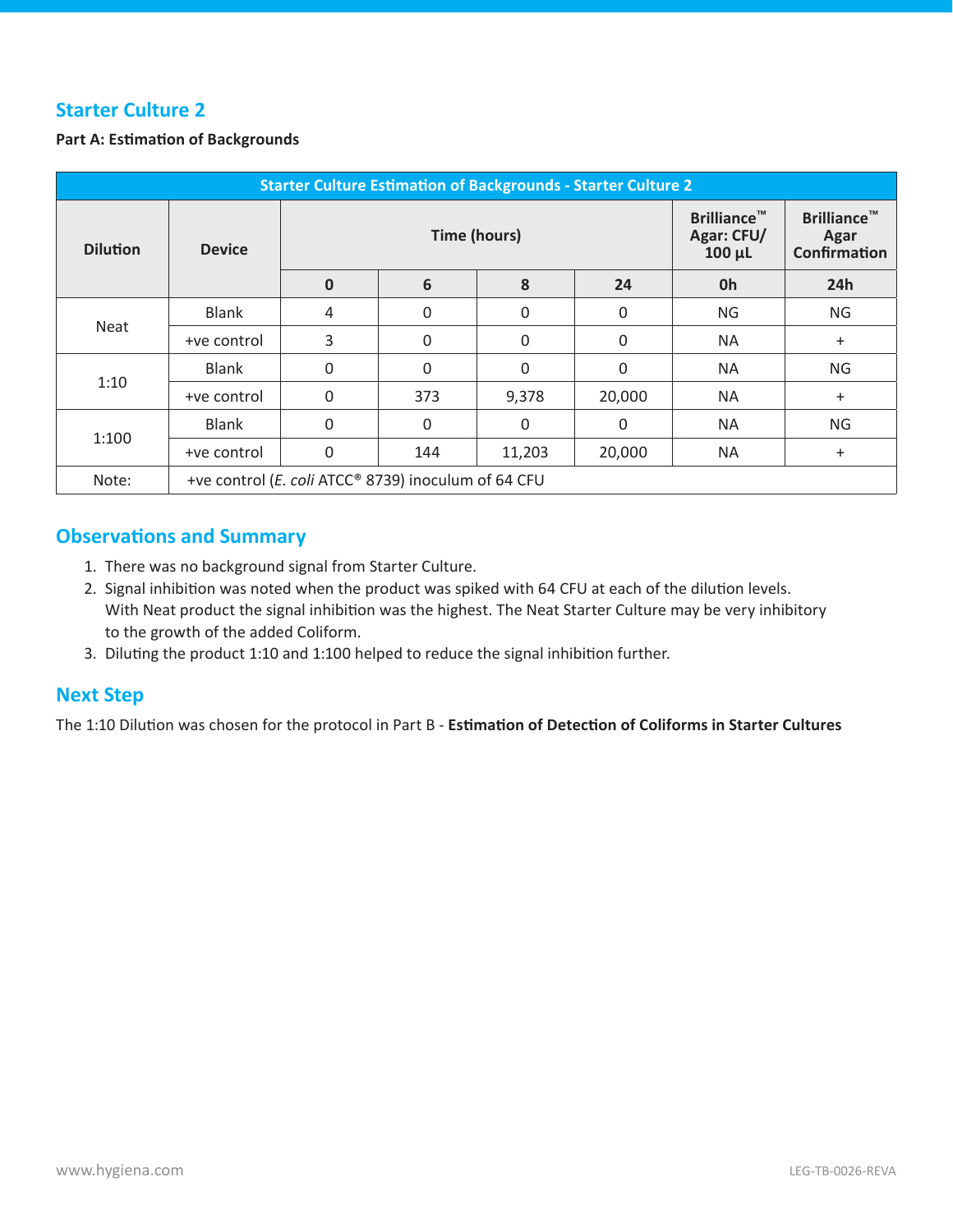## Starter Culture 2

**Part A: Estimation of Backgrounds**

| Starter Culture Estimation of Backgrounds - Starter Culture 2 | | | | | | | |
|---|---|---|---|---|---|---|---|
| **Dilution** | **Device** | **Time (hours)** | | | | **Brilliance™ Agar: CFU/ 100 µL** | **Brilliance™ Agar Confirmation** |
| | | **0** | **6** | **8** | **24** | **0h** | **24h** |
| Neat | Blank | 4 | 0 | 0 | 0 | NG | NG |
| | +ve control | 3 | 0 | 0 | 0 | NA | + |
| 1:10 | Blank | 0 | 0 | 0 | 0 | NA | NG |
| | +ve control | 0 | 373 | 9,378 | 20,000 | NA | + |
| 1:100 | Blank | 0 | 0 | 0 | 0 | NA | NG |
| | +ve control | 0 | 144 | 11,203 | 20,000 | NA | + |
| Note: | +ve control (*E. coli* ATCC® 8739) inoculum of 64 CFU | | | | | | |

## Observations and Summary

1. There was no background signal from Starter Culture.
2. Signal inhibition was noted when the product was spiked with 64 CFU at each of the dilution levels. With Neat product the signal inhibition was the highest. The Neat Starter Culture may be very inhibitory to the growth of the added Coliform.
3. Diluting the product 1:10 and 1:100 helped to reduce the signal inhibition further.

## Next Step

The 1:10 Dilution was chosen for the protocol in Part B - **Estimation of Detection of Coliforms in Starter Cultures**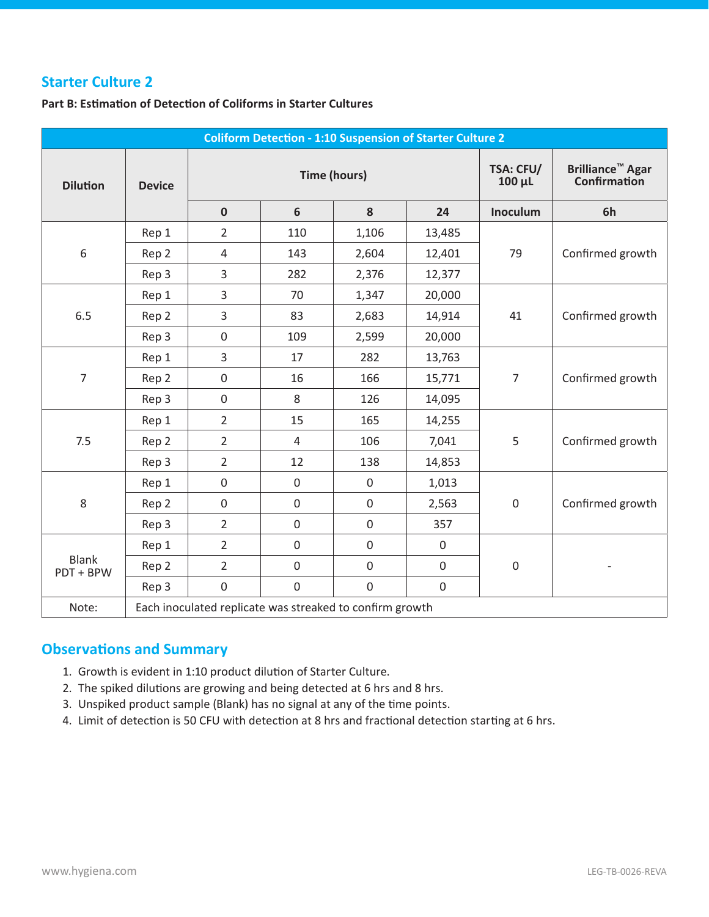## Starter Culture 2

**Part B: Estimation of Detection of Coliforms in Starter Cultures**

| Coliform Detection - 1:10 Suspension of Starter Culture 2 | | | | | | | |
|---|---|---|---|---|---|---|---|
| **Dilution** | **Device** | **Time (hours)** | | | | **TSA: CFU/ 100 µL** | **Brilliance™ Agar Confirmation** |
| | | **0** | **6** | **8** | **24** | **Inoculum** | **6h** |
| 6 | Rep 1 | 2 | 110 | 1,106 | 13,485 | 79 | Confirmed growth |
| | Rep 2 | 4 | 143 | 2,604 | 12,401 | | |
| | Rep 3 | 3 | 282 | 2,376 | 12,377 | | |
| 6.5 | Rep 1 | 3 | 70 | 1,347 | 20,000 | 41 | Confirmed growth |
| | Rep 2 | 3 | 83 | 2,683 | 14,914 | | |
| | Rep 3 | 0 | 109 | 2,599 | 20,000 | | |
| 7 | Rep 1 | 3 | 17 | 282 | 13,763 | 7 | Confirmed growth |
| | Rep 2 | 0 | 16 | 166 | 15,771 | | |
| | Rep 3 | 0 | 8 | 126 | 14,095 | | |
| 7.5 | Rep 1 | 2 | 15 | 165 | 14,255 | 5 | Confirmed growth |
| | Rep 2 | 2 | 4 | 106 | 7,041 | | |
| | Rep 3 | 2 | 12 | 138 | 14,853 | | |
| 8 | Rep 1 | 0 | 0 | 0 | 1,013 | 0 | Confirmed growth |
| | Rep 2 | 0 | 0 | 0 | 2,563 | | |
| | Rep 3 | 2 | 0 | 0 | 357 | | |
| Blank PDT + BPW | Rep 1 | 2 | 0 | 0 | 0 | 0 | - |
| | Rep 2 | 2 | 0 | 0 | 0 | | |
| | Rep 3 | 0 | 0 | 0 | 0 | | |
| Note: | Each inoculated replicate was streaked to confirm growth | | | | | | |

## Observations and Summary

1. Growth is evident in 1:10 product dilution of Starter Culture.
2. The spiked dilutions are growing and being detected at 6 hrs and 8 hrs.
3. Unspiked product sample (Blank) has no signal at any of the time points.
4. Limit of detection is 50 CFU with detection at 8 hrs and fractional detection starting at 6 hrs.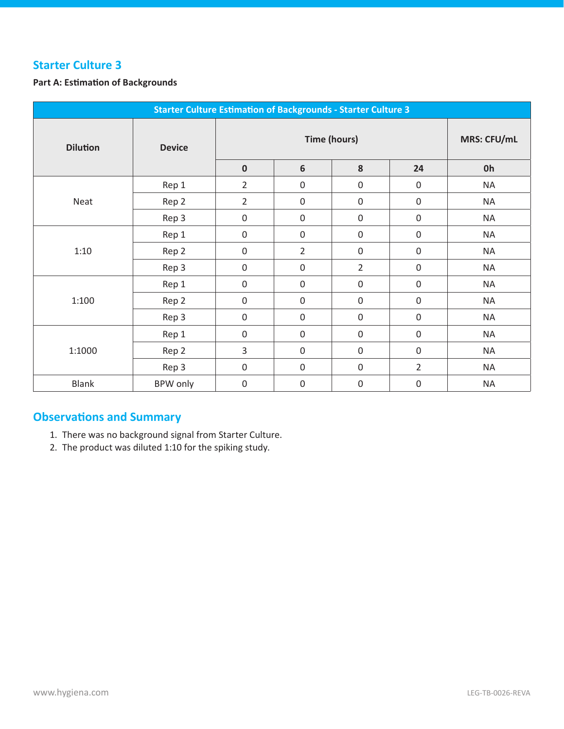## Starter Culture 3

**Part A: Estimation of Backgrounds**

| Starter Culture Estimation of Backgrounds - Starter Culture 3 | | | | | | |
|---|---|---|---|---|---|---|
| Dilution | Device | Time (hours) | | | | MRS: CFU/mL |
| | | 0 | 6 | 8 | 24 | 0h |
| Neat | Rep 1 | 2 | 0 | 0 | 0 | NA |
| | Rep 2 | 2 | 0 | 0 | 0 | NA |
| | Rep 3 | 0 | 0 | 0 | 0 | NA |
| 1:10 | Rep 1 | 0 | 0 | 0 | 0 | NA |
| | Rep 2 | 0 | 2 | 0 | 0 | NA |
| | Rep 3 | 0 | 0 | 2 | 0 | NA |
| 1:100 | Rep 1 | 0 | 0 | 0 | 0 | NA |
| | Rep 2 | 0 | 0 | 0 | 0 | NA |
| | Rep 3 | 0 | 0 | 0 | 0 | NA |
| 1:1000 | Rep 1 | 0 | 0 | 0 | 0 | NA |
| | Rep 2 | 3 | 0 | 0 | 0 | NA |
| | Rep 3 | 0 | 0 | 0 | 2 | NA |
| Blank | BPW only | 0 | 0 | 0 | 0 | NA |

## Observations and Summary

1. There was no background signal from Starter Culture.
2. The product was diluted 1:10 for the spiking study.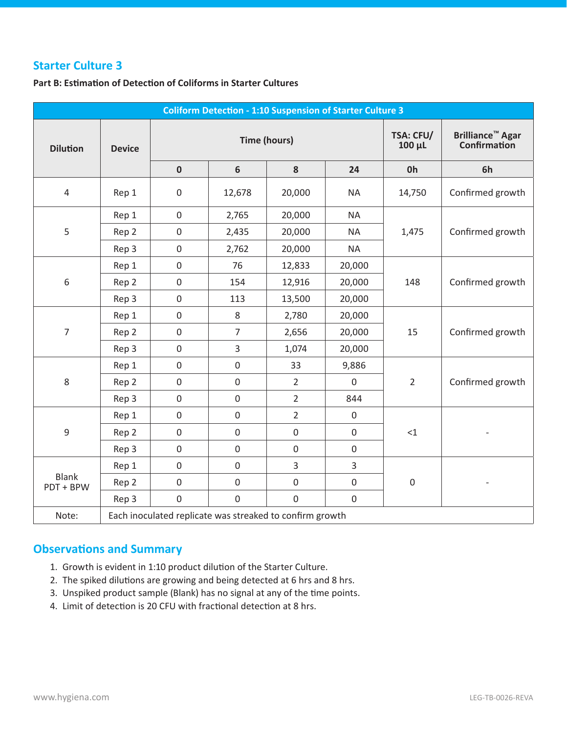## Starter Culture 3

**Part B: Estimation of Detection of Coliforms in Starter Cultures**

| Coliform Detection - 1:10 Suspension of Starter Culture 3 | | | | | | | |
|---|---|---|---|---|---|---|---|
| Dilution | Device | Time (hours) | | | | TSA: CFU/ 100 µL | Brilliance™ Agar Confirmation |
| | | 0 | 6 | 8 | 24 | 0h | 6h |
| 4 | Rep 1 | 0 | 12,678 | 20,000 | NA | 14,750 | Confirmed growth |
| 5 | Rep 1 | 0 | 2,765 | 20,000 | NA | 1,475 | Confirmed growth |
| | Rep 2 | 0 | 2,435 | 20,000 | NA | | |
| | Rep 3 | 0 | 2,762 | 20,000 | NA | | |
| 6 | Rep 1 | 0 | 76 | 12,833 | 20,000 | 148 | Confirmed growth |
| | Rep 2 | 0 | 154 | 12,916 | 20,000 | | |
| | Rep 3 | 0 | 113 | 13,500 | 20,000 | | |
| 7 | Rep 1 | 0 | 8 | 2,780 | 20,000 | 15 | Confirmed growth |
| | Rep 2 | 0 | 7 | 2,656 | 20,000 | | |
| | Rep 3 | 0 | 3 | 1,074 | 20,000 | | |
| 8 | Rep 1 | 0 | 0 | 33 | 9,886 | 2 | Confirmed growth |
| | Rep 2 | 0 | 0 | 2 | 0 | | |
| | Rep 3 | 0 | 0 | 2 | 844 | | |
| 9 | Rep 1 | 0 | 0 | 2 | 0 | <1 | - |
| | Rep 2 | 0 | 0 | 0 | 0 | | |
| | Rep 3 | 0 | 0 | 0 | 0 | | |
| Blank PDT + BPW | Rep 1 | 0 | 0 | 3 | 3 | 0 | - |
| | Rep 2 | 0 | 0 | 0 | 0 | | |
| | Rep 3 | 0 | 0 | 0 | 0 | | |
| Note: | Each inoculated replicate was streaked to confirm growth | | | | | | |

## Observations and Summary

1. Growth is evident in 1:10 product dilution of the Starter Culture.
2. The spiked dilutions are growing and being detected at 6 hrs and 8 hrs.
3. Unspiked product sample (Blank) has no signal at any of the time points.
4. Limit of detection is 20 CFU with fractional detection at 8 hrs.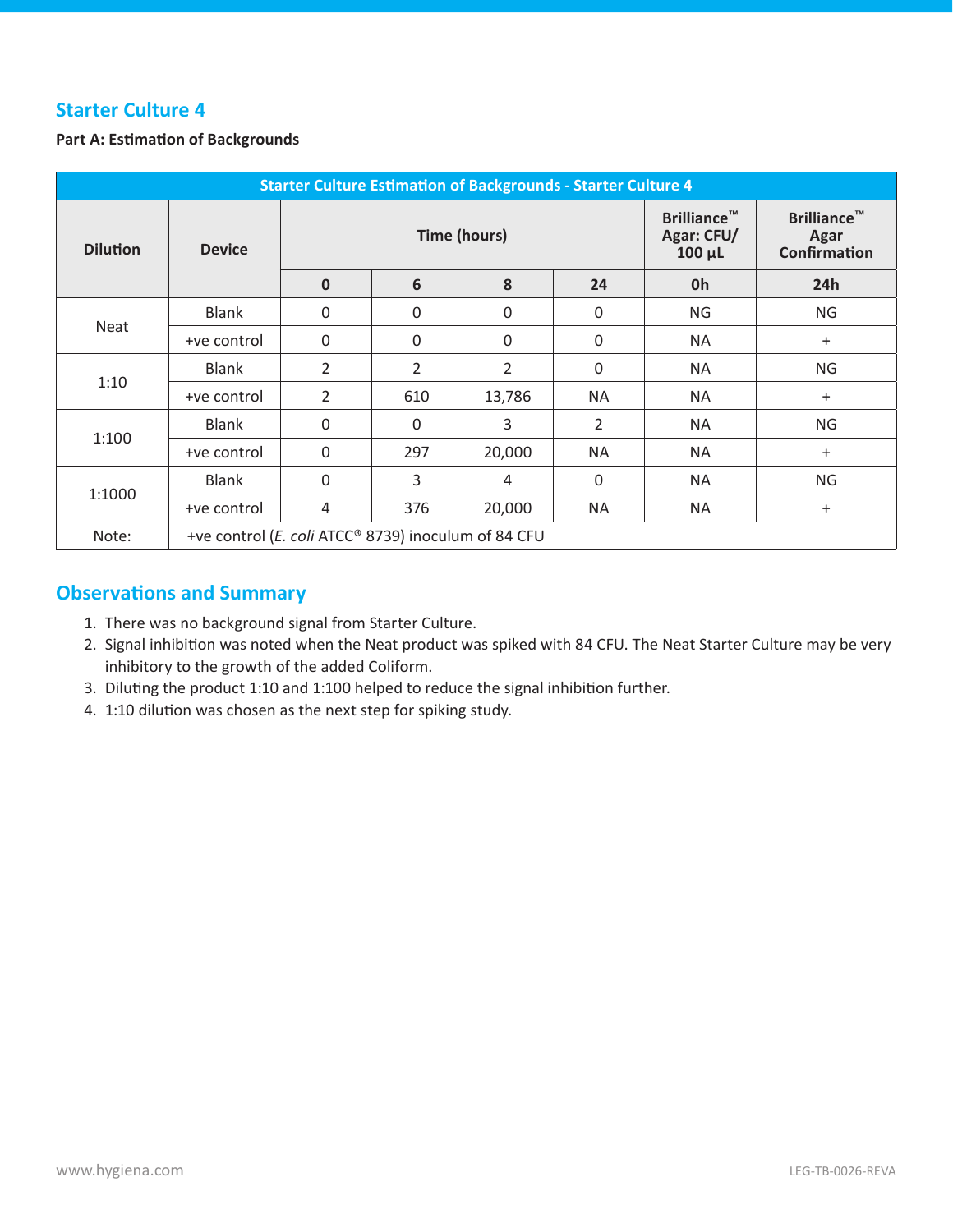## Starter Culture 4

**Part A: Estimation of Backgrounds**

| Starter Culture Estimation of Backgrounds - Starter Culture 4 | | | | | | | |
|---|---|---|---|---|---|---|---|
| Dilution | Device | Time (hours) | | | | Brilliance™ Agar: CFU/ 100 µL | Brilliance™ Agar Confirmation |
| | | 0 | 6 | 8 | 24 | 0h | 24h |
| Neat | Blank | 0 | 0 | 0 | 0 | NG | NG |
| | +ve control | 0 | 0 | 0 | 0 | NA | + |
| 1:10 | Blank | 2 | 2 | 2 | 0 | NA | NG |
| | +ve control | 2 | 610 | 13,786 | NA | NA | + |
| 1:100 | Blank | 0 | 0 | 3 | 2 | NA | NG |
| | +ve control | 0 | 297 | 20,000 | NA | NA | + |
| 1:1000 | Blank | 0 | 3 | 4 | 0 | NA | NG |
| | +ve control | 4 | 376 | 20,000 | NA | NA | + |
| Note: | +ve control (*E. coli* ATCC® 8739) inoculum of 84 CFU | | | | | | |

## Observations and Summary

1. There was no background signal from Starter Culture.
2. Signal inhibition was noted when the Neat product was spiked with 84 CFU. The Neat Starter Culture may be very inhibitory to the growth of the added Coliform.
3. Diluting the product 1:10 and 1:100 helped to reduce the signal inhibition further.
4. 1:10 dilution was chosen as the next step for spiking study.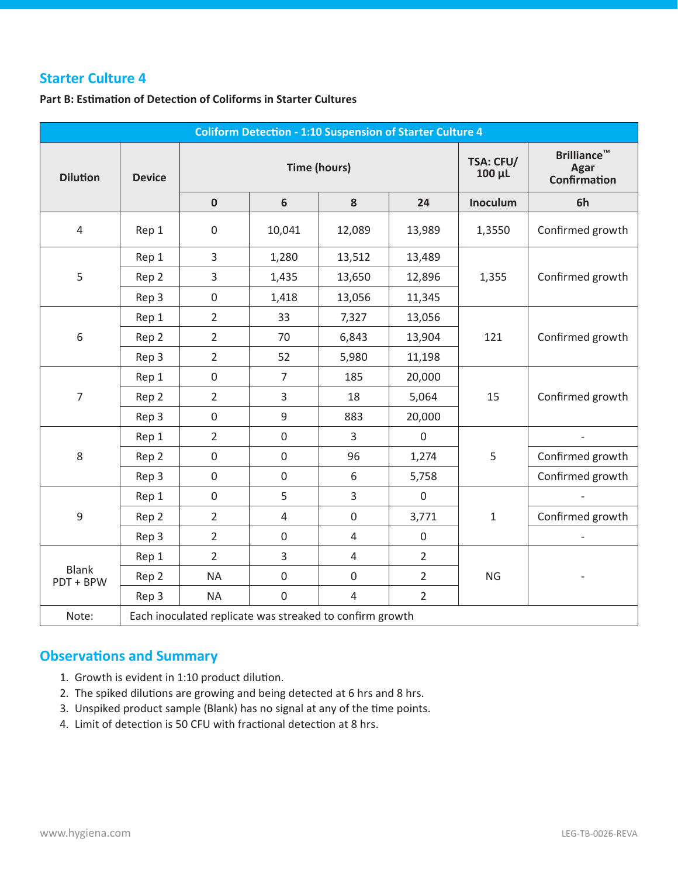## Starter Culture 4

**Part B: Estimation of Detection of Coliforms in Starter Cultures**

| Coliform Detection - 1:10 Suspension of Starter Culture 4 | | | | | | | |
|---|---|---|---|---|---|---|---|
| Dilution | Device | Time (hours) | | | | TSA: CFU/ 100 µL | Brilliance™ Agar Confirmation |
| | | 0 | 6 | 8 | 24 | Inoculum | 6h |
| 4 | Rep 1 | 0 | 10,041 | 12,089 | 13,989 | 1,3550 | Confirmed growth |
| 5 | Rep 1 | 3 | 1,280 | 13,512 | 13,489 | 1,355 | Confirmed growth |
| | Rep 2 | 3 | 1,435 | 13,650 | 12,896 | | |
| | Rep 3 | 0 | 1,418 | 13,056 | 11,345 | | |
| 6 | Rep 1 | 2 | 33 | 7,327 | 13,056 | 121 | Confirmed growth |
| | Rep 2 | 2 | 70 | 6,843 | 13,904 | | |
| | Rep 3 | 2 | 52 | 5,980 | 11,198 | | |
| 7 | Rep 1 | 0 | 7 | 185 | 20,000 | 15 | Confirmed growth |
| | Rep 2 | 2 | 3 | 18 | 5,064 | | |
| | Rep 3 | 0 | 9 | 883 | 20,000 | | |
| 8 | Rep 1 | 2 | 0 | 3 | 0 | 5 | - |
| | Rep 2 | 0 | 0 | 96 | 1,274 | | Confirmed growth |
| | Rep 3 | 0 | 0 | 6 | 5,758 | | Confirmed growth |
| 9 | Rep 1 | 0 | 5 | 3 | 0 | 1 | - |
| | Rep 2 | 2 | 4 | 0 | 3,771 | | Confirmed growth |
| | Rep 3 | 2 | 0 | 4 | 0 | | - |
| Blank PDT + BPW | Rep 1 | 2 | 3 | 4 | 2 | NG | - |
| | Rep 2 | NA | 0 | 0 | 2 | | |
| | Rep 3 | NA | 0 | 4 | 2 | | |
| Note: | Each inoculated replicate was streaked to confirm growth | | | | | | |

## Observations and Summary

1. Growth is evident in 1:10 product dilution.
2. The spiked dilutions are growing and being detected at 6 hrs and 8 hrs.
3. Unspiked product sample (Blank) has no signal at any of the time points.
4. Limit of detection is 50 CFU with fractional detection at 8 hrs.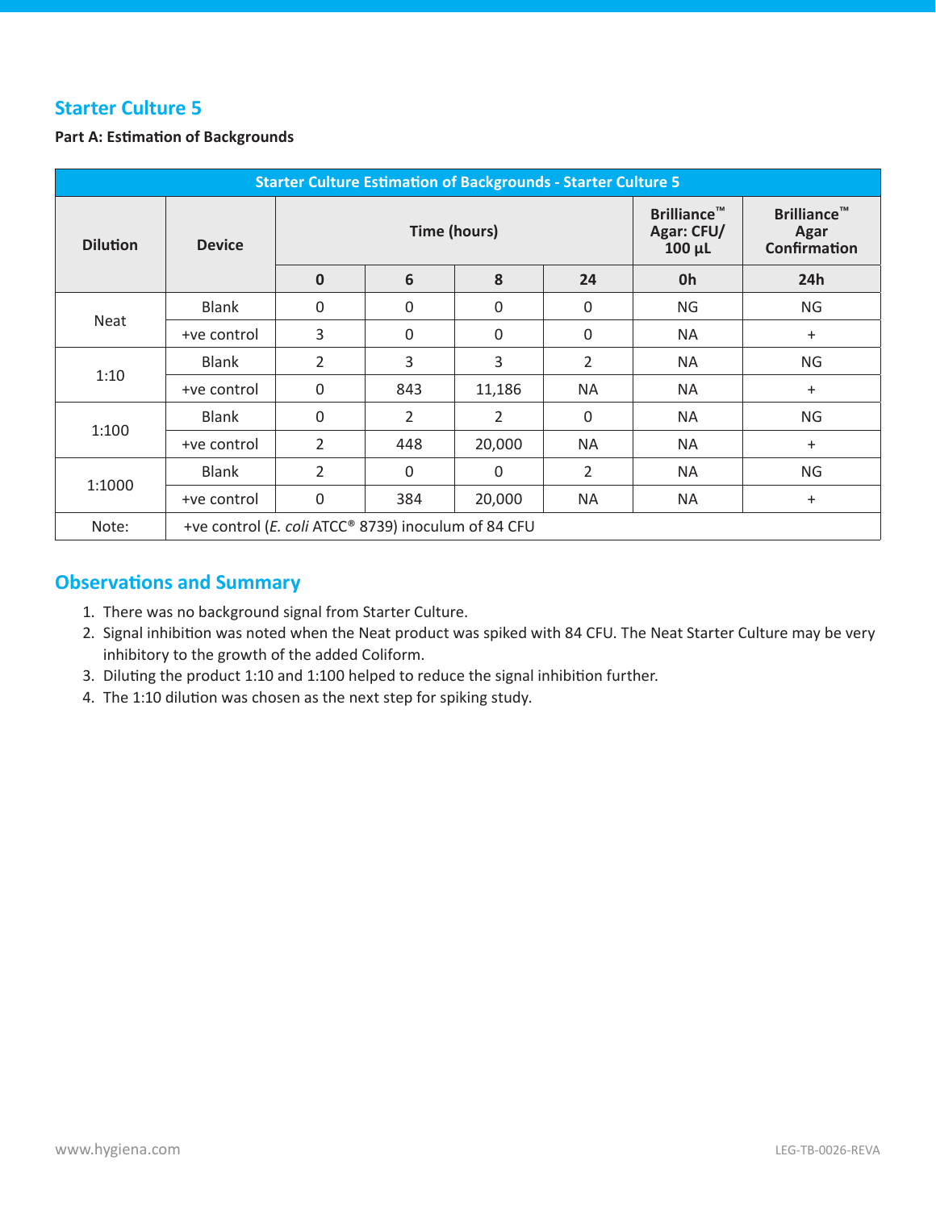## Starter Culture 5

**Part A: Estimation of Backgrounds**

| Starter Culture Estimation of Backgrounds - Starter Culture 5 | | | | | | | |
|---|---|---|---|---|---|---|---|
| **Dilution** | **Device** | **Time (hours)** | | | | **Brilliance™ Agar: CFU/ 100 µL** | **Brilliance™ Agar Confirmation** |
| | | **0** | **6** | **8** | **24** | **0h** | **24h** |
| Neat | Blank | 0 | 0 | 0 | 0 | NG | NG |
| | +ve control | 3 | 0 | 0 | 0 | NA | + |
| 1:10 | Blank | 2 | 3 | 3 | 2 | NA | NG |
| | +ve control | 0 | 843 | 11,186 | NA | NA | + |
| 1:100 | Blank | 0 | 2 | 2 | 0 | NA | NG |
| | +ve control | 2 | 448 | 20,000 | NA | NA | + |
| 1:1000 | Blank | 2 | 0 | 0 | 2 | NA | NG |
| | +ve control | 0 | 384 | 20,000 | NA | NA | + |
| Note: | +ve control (*E. coli* ATCC® 8739) inoculum of 84 CFU | | | | | | |

## Observations and Summary

1. There was no background signal from Starter Culture.
2. Signal inhibition was noted when the Neat product was spiked with 84 CFU. The Neat Starter Culture may be very inhibitory to the growth of the added Coliform.
3. Diluting the product 1:10 and 1:100 helped to reduce the signal inhibition further.
4. The 1:10 dilution was chosen as the next step for spiking study.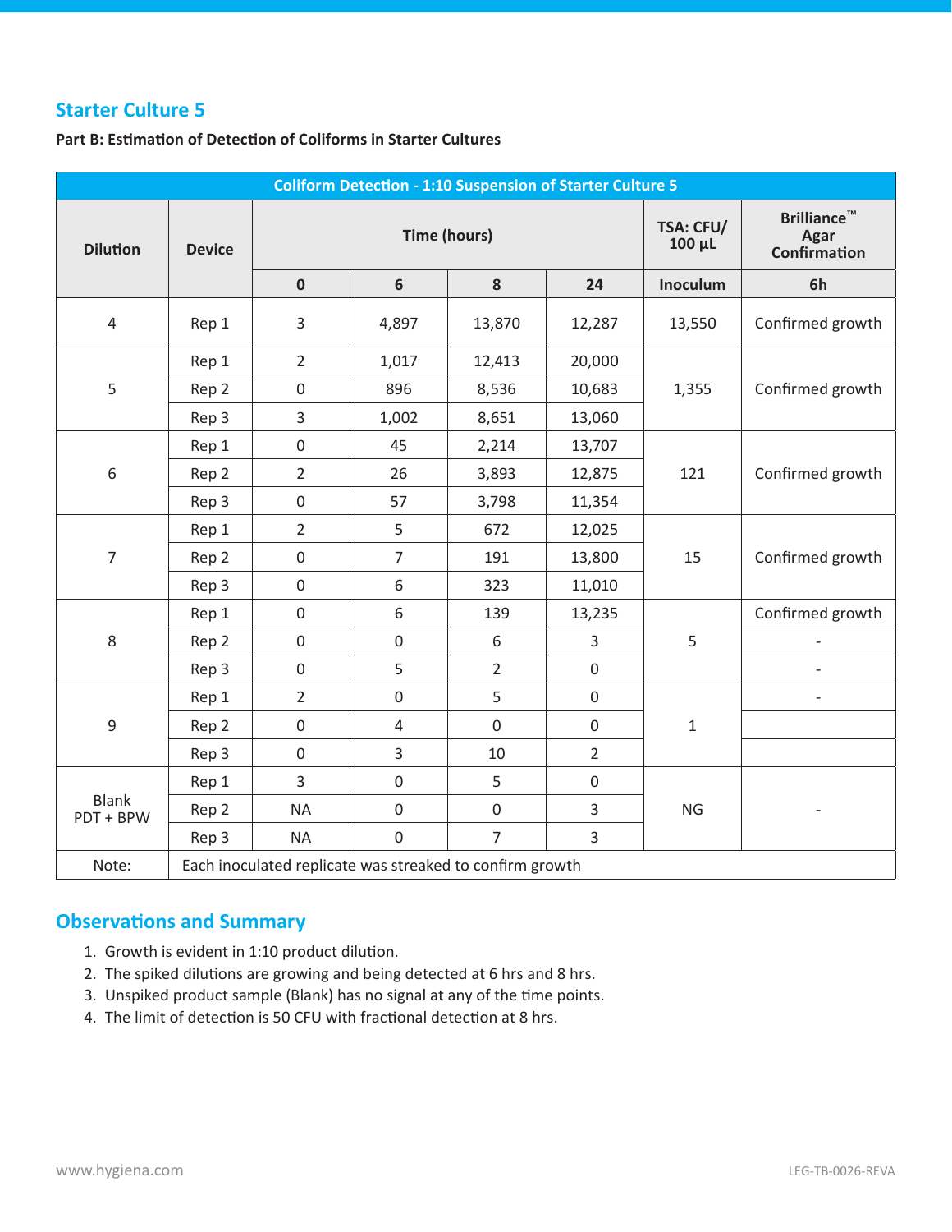## Starter Culture 5

**Part B: Estimation of Detection of Coliforms in Starter Cultures**

| Coliform Detection - 1:10 Suspension of Starter Culture 5 | | | | | | | |
|---|---|---|---|---|---|---|---|
| Dilution | Device | Time (hours) | | | | TSA: CFU/ 100 µL | Brilliance™ Agar Confirmation |
| | | 0 | 6 | 8 | 24 | Inoculum | 6h |
| 4 | Rep 1 | 3 | 4,897 | 13,870 | 12,287 | 13,550 | Confirmed growth |
| 5 | Rep 1 | 2 | 1,017 | 12,413 | 20,000 | 1,355 | Confirmed growth |
| | Rep 2 | 0 | 896 | 8,536 | 10,683 | | |
| | Rep 3 | 3 | 1,002 | 8,651 | 13,060 | | |
| 6 | Rep 1 | 0 | 45 | 2,214 | 13,707 | 121 | Confirmed growth |
| | Rep 2 | 2 | 26 | 3,893 | 12,875 | | |
| | Rep 3 | 0 | 57 | 3,798 | 11,354 | | |
| 7 | Rep 1 | 2 | 5 | 672 | 12,025 | 15 | Confirmed growth |
| | Rep 2 | 0 | 7 | 191 | 13,800 | | |
| | Rep 3 | 0 | 6 | 323 | 11,010 | | |
| 8 | Rep 1 | 0 | 6 | 139 | 13,235 | 5 | Confirmed growth |
| | Rep 2 | 0 | 0 | 6 | 3 | | - |
| | Rep 3 | 0 | 5 | 2 | 0 | | - |
| 9 | Rep 1 | 2 | 0 | 5 | 0 | 1 | - |
| | Rep 2 | 0 | 4 | 0 | 0 | | |
| | Rep 3 | 0 | 3 | 10 | 2 | | |
| Blank PDT + BPW | Rep 1 | 3 | 0 | 5 | 0 | NG | - |
| | Rep 2 | NA | 0 | 0 | 3 | | |
| | Rep 3 | NA | 0 | 7 | 3 | | |
| Note: | Each inoculated replicate was streaked to confirm growth | | | | | | |

## Observations and Summary

1. Growth is evident in 1:10 product dilution.
2. The spiked dilutions are growing and being detected at 6 hrs and 8 hrs.
3. Unspiked product sample (Blank) has no signal at any of the time points.
4. The limit of detection is 50 CFU with fractional detection at 8 hrs.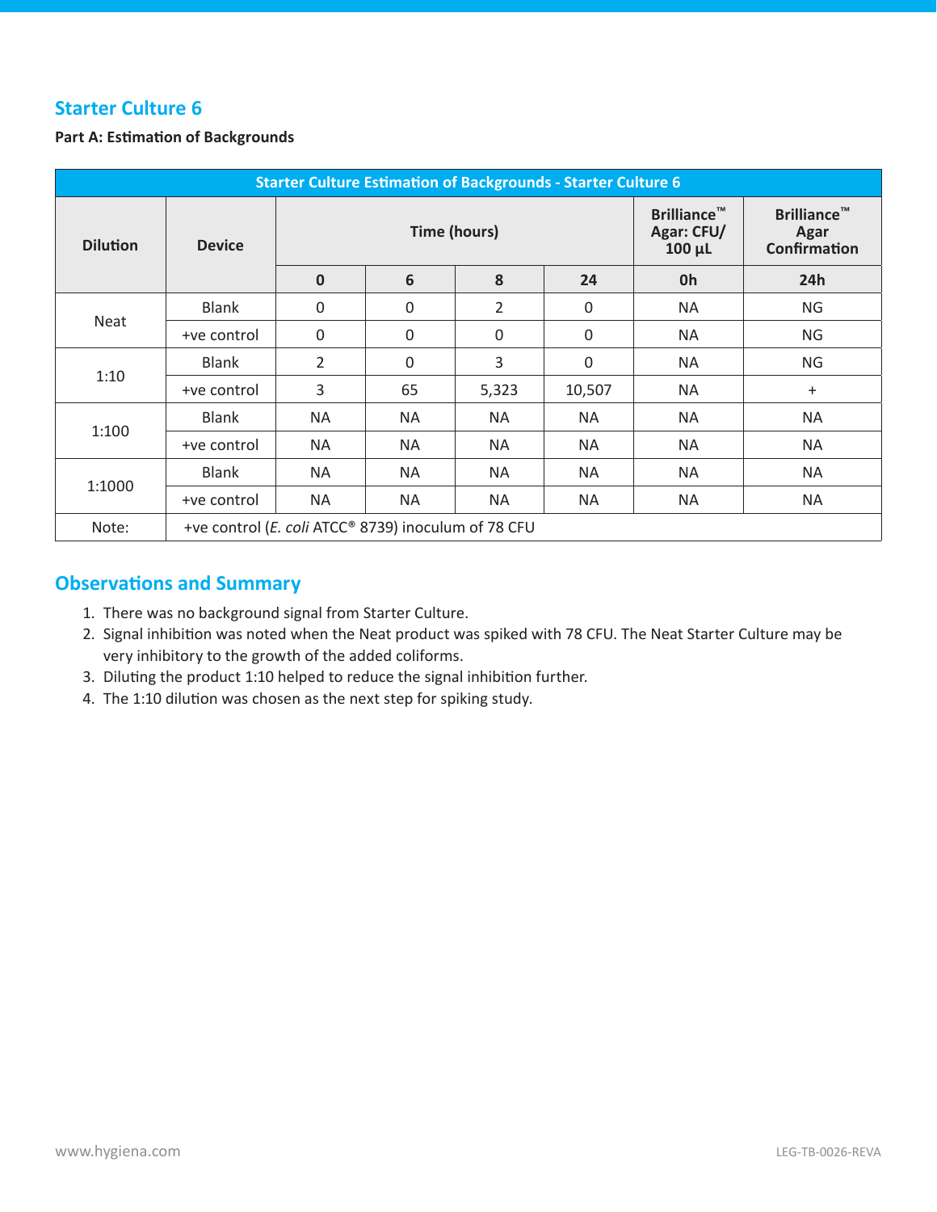## Starter Culture 6

**Part A: Estimation of Backgrounds**

| Starter Culture Estimation of Backgrounds - Starter Culture 6 | | | | | | | |
|---|---|---|---|---|---|---|---|
| **Dilution** | **Device** | **Time (hours)** | | | | **Brilliance™ Agar: CFU/ 100 µL** | **Brilliance™ Agar Confirmation** |
| | | **0** | **6** | **8** | **24** | **0h** | **24h** |
| Neat | Blank | 0 | 0 | 2 | 0 | NA | NG |
| | +ve control | 0 | 0 | 0 | 0 | NA | NG |
| 1:10 | Blank | 2 | 0 | 3 | 0 | NA | NG |
| | +ve control | 3 | 65 | 5,323 | 10,507 | NA | + |
| 1:100 | Blank | NA | NA | NA | NA | NA | NA |
| | +ve control | NA | NA | NA | NA | NA | NA |
| 1:1000 | Blank | NA | NA | NA | NA | NA | NA |
| | +ve control | NA | NA | NA | NA | NA | NA |
| Note: | +ve control (*E. coli* ATCC® 8739) inoculum of 78 CFU | | | | | | |

## Observations and Summary

1. There was no background signal from Starter Culture.
2. Signal inhibition was noted when the Neat product was spiked with 78 CFU. The Neat Starter Culture may be very inhibitory to the growth of the added coliforms.
3. Diluting the product 1:10 helped to reduce the signal inhibition further.
4. The 1:10 dilution was chosen as the next step for spiking study.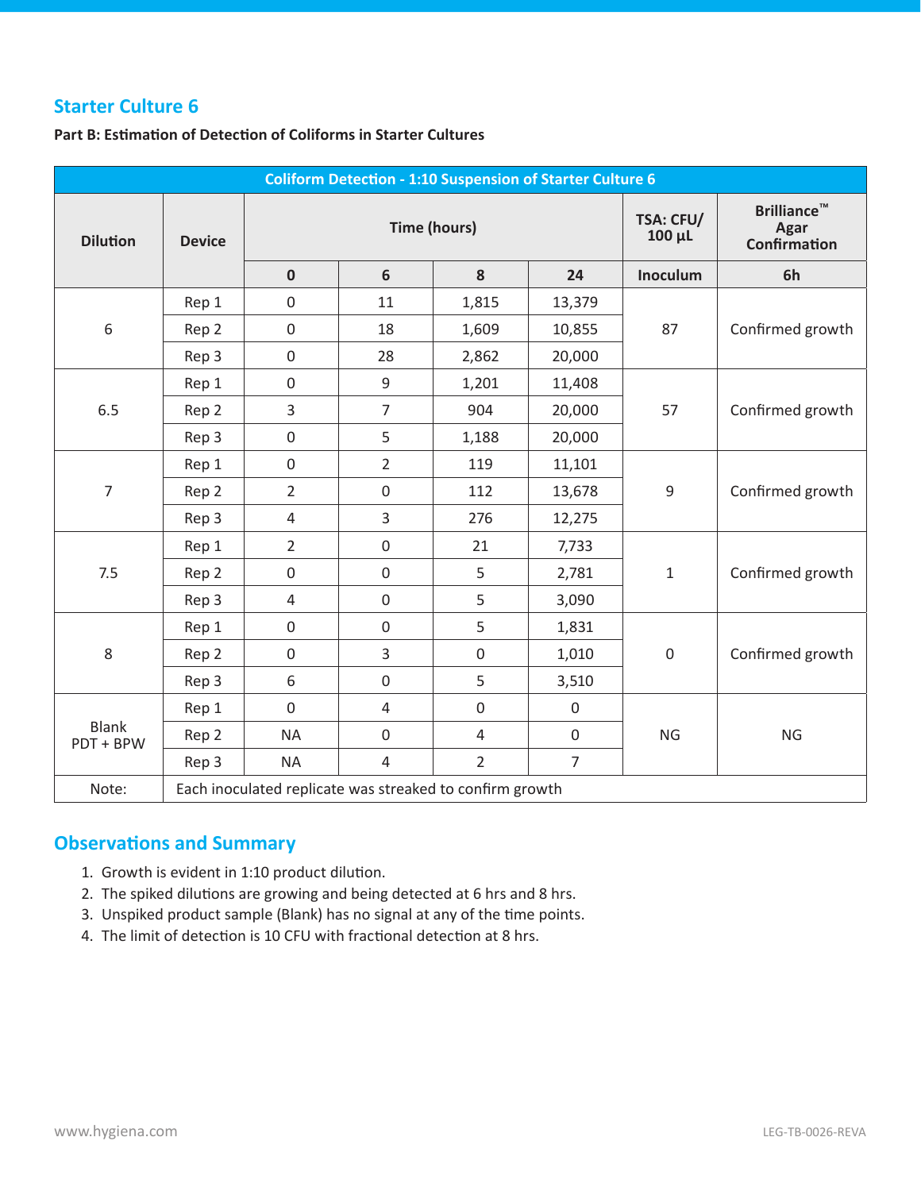## Starter Culture 6

**Part B: Estimation of Detection of Coliforms in Starter Cultures**

| Coliform Detection - 1:10 Suspension of Starter Culture 6 | | | | | | | |
|---|---|---|---|---|---|---|---|
| Dilution | Device | Time (hours) | | | | TSA: CFU/ 100 µL | Brilliance™ Agar Confirmation |
| | | 0 | 6 | 8 | 24 | Inoculum | 6h |
| 6 | Rep 1 | 0 | 11 | 1,815 | 13,379 | 87 | Confirmed growth |
| | Rep 2 | 0 | 18 | 1,609 | 10,855 | | |
| | Rep 3 | 0 | 28 | 2,862 | 20,000 | | |
| 6.5 | Rep 1 | 0 | 9 | 1,201 | 11,408 | 57 | Confirmed growth |
| | Rep 2 | 3 | 7 | 904 | 20,000 | | |
| | Rep 3 | 0 | 5 | 1,188 | 20,000 | | |
| 7 | Rep 1 | 0 | 2 | 119 | 11,101 | 9 | Confirmed growth |
| | Rep 2 | 2 | 0 | 112 | 13,678 | | |
| | Rep 3 | 4 | 3 | 276 | 12,275 | | |
| 7.5 | Rep 1 | 2 | 0 | 21 | 7,733 | 1 | Confirmed growth |
| | Rep 2 | 0 | 0 | 5 | 2,781 | | |
| | Rep 3 | 4 | 0 | 5 | 3,090 | | |
| 8 | Rep 1 | 0 | 0 | 5 | 1,831 | 0 | Confirmed growth |
| | Rep 2 | 0 | 3 | 0 | 1,010 | | |
| | Rep 3 | 6 | 0 | 5 | 3,510 | | |
| Blank PDT + BPW | Rep 1 | 0 | 4 | 0 | 0 | NG | NG |
| | Rep 2 | NA | 0 | 4 | 0 | | |
| | Rep 3 | NA | 4 | 2 | 7 | | |
| Note: | Each inoculated replicate was streaked to confirm growth | | | | | | |

## Observations and Summary

1. Growth is evident in 1:10 product dilution.
2. The spiked dilutions are growing and being detected at 6 hrs and 8 hrs.
3. Unspiked product sample (Blank) has no signal at any of the time points.
4. The limit of detection is 10 CFU with fractional detection at 8 hrs.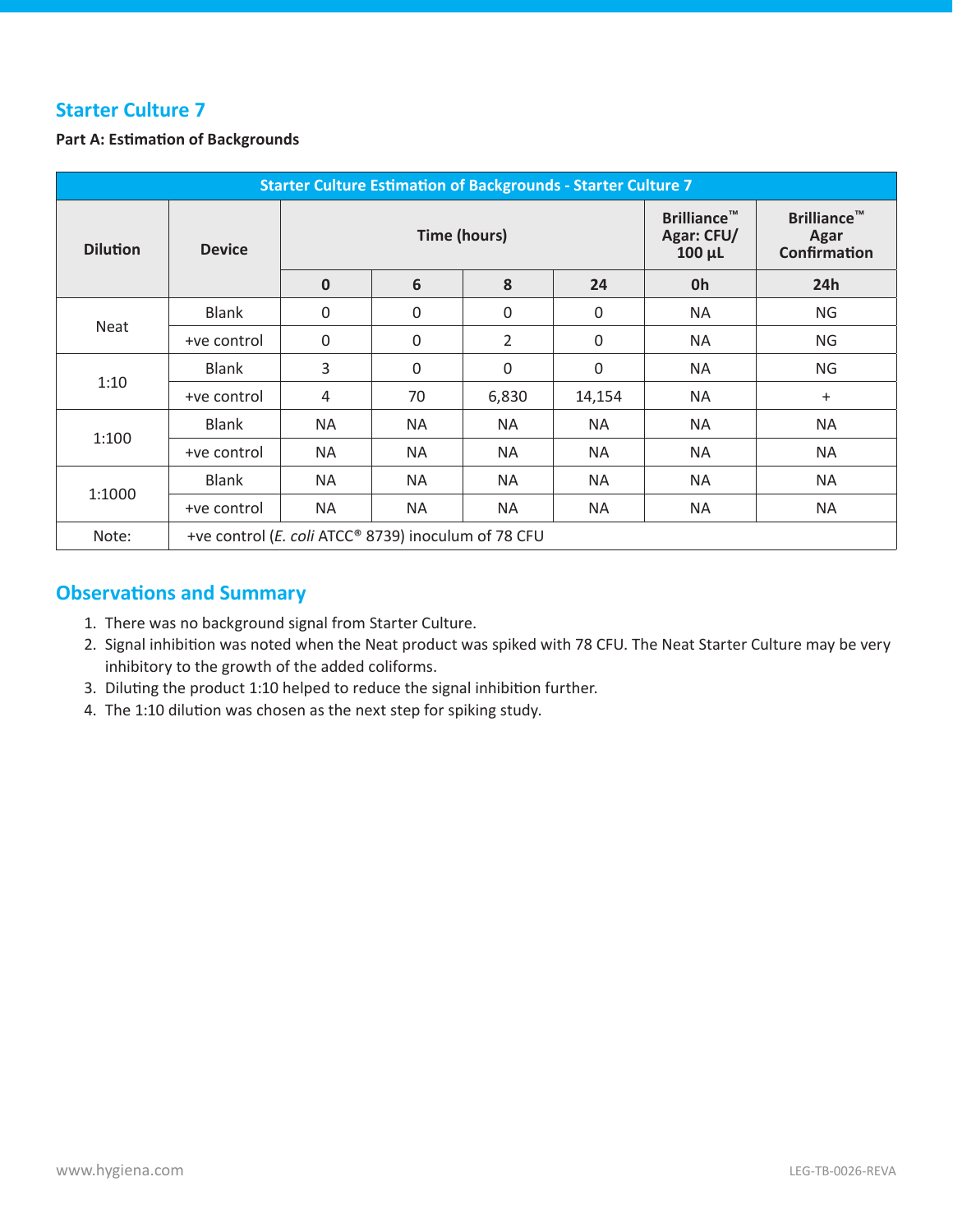## Starter Culture 7

**Part A: Estimation of Backgrounds**

| Starter Culture Estimation of Backgrounds - Starter Culture 7 | | | | | | | |
|---|---|---|---|---|---|---|---|
| Dilution | Device | Time (hours) | | | | Brilliance™ Agar: CFU/ 100 µL | Brilliance™ Agar Confirmation |
| | | 0 | 6 | 8 | 24 | 0h | 24h |
| Neat | Blank | 0 | 0 | 0 | 0 | NA | NG |
| | +ve control | 0 | 0 | 2 | 0 | NA | NG |
| 1:10 | Blank | 3 | 0 | 0 | 0 | NA | NG |
| | +ve control | 4 | 70 | 6,830 | 14,154 | NA | + |
| 1:100 | Blank | NA | NA | NA | NA | NA | NA |
| | +ve control | NA | NA | NA | NA | NA | NA |
| 1:1000 | Blank | NA | NA | NA | NA | NA | NA |
| | +ve control | NA | NA | NA | NA | NA | NA |
| Note: | +ve control (*E. coli* ATCC® 8739) inoculum of 78 CFU | | | | | | |

## Observations and Summary

1. There was no background signal from Starter Culture.
2. Signal inhibition was noted when the Neat product was spiked with 78 CFU. The Neat Starter Culture may be very inhibitory to the growth of the added coliforms.
3. Diluting the product 1:10 helped to reduce the signal inhibition further.
4. The 1:10 dilution was chosen as the next step for spiking study.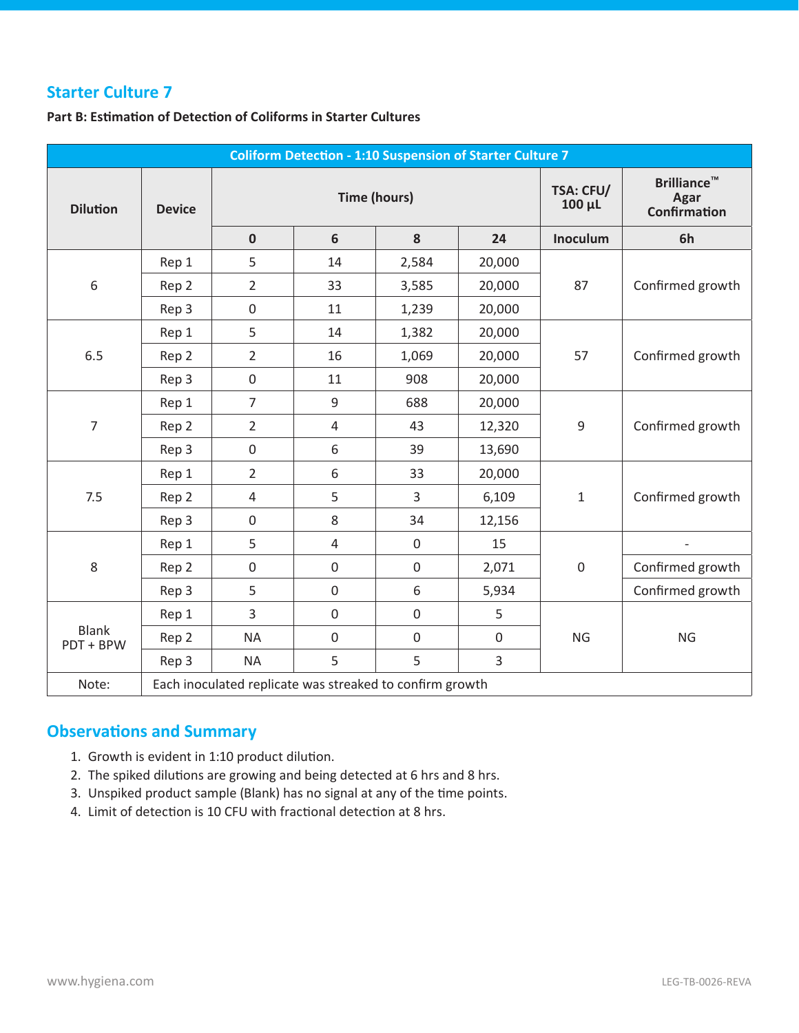## Starter Culture 7

**Part B: Estimation of Detection of Coliforms in Starter Cultures**

| Coliform Detection - 1:10 Suspension of Starter Culture 7 | | | | | | | |
|---|---|---|---|---|---|---|---|
| Dilution | Device | Time (hours) | | | | TSA: CFU/ 100 µL | Brilliance™ Agar Confirmation |
| | | 0 | 6 | 8 | 24 | Inoculum | 6h |
| 6 | Rep 1 | 5 | 14 | 2,584 | 20,000 | 87 | Confirmed growth |
| | Rep 2 | 2 | 33 | 3,585 | 20,000 | | |
| | Rep 3 | 0 | 11 | 1,239 | 20,000 | | |
| 6.5 | Rep 1 | 5 | 14 | 1,382 | 20,000 | 57 | Confirmed growth |
| | Rep 2 | 2 | 16 | 1,069 | 20,000 | | |
| | Rep 3 | 0 | 11 | 908 | 20,000 | | |
| 7 | Rep 1 | 7 | 9 | 688 | 20,000 | 9 | Confirmed growth |
| | Rep 2 | 2 | 4 | 43 | 12,320 | | |
| | Rep 3 | 0 | 6 | 39 | 13,690 | | |
| 7.5 | Rep 1 | 2 | 6 | 33 | 20,000 | 1 | Confirmed growth |
| | Rep 2 | 4 | 5 | 3 | 6,109 | | |
| | Rep 3 | 0 | 8 | 34 | 12,156 | | |
| 8 | Rep 1 | 5 | 4 | 0 | 15 | 0 | - |
| | Rep 2 | 0 | 0 | 0 | 2,071 | | Confirmed growth |
| | Rep 3 | 5 | 0 | 6 | 5,934 | | Confirmed growth |
| Blank PDT + BPW | Rep 1 | 3 | 0 | 0 | 5 | NG | NG |
| | Rep 2 | NA | 0 | 0 | 0 | | |
| | Rep 3 | NA | 5 | 5 | 3 | | |
| Note: | Each inoculated replicate was streaked to confirm growth | | | | | | |

## Observations and Summary

1. Growth is evident in 1:10 product dilution.
2. The spiked dilutions are growing and being detected at 6 hrs and 8 hrs.
3. Unspiked product sample (Blank) has no signal at any of the time points.
4. Limit of detection is 10 CFU with fractional detection at 8 hrs.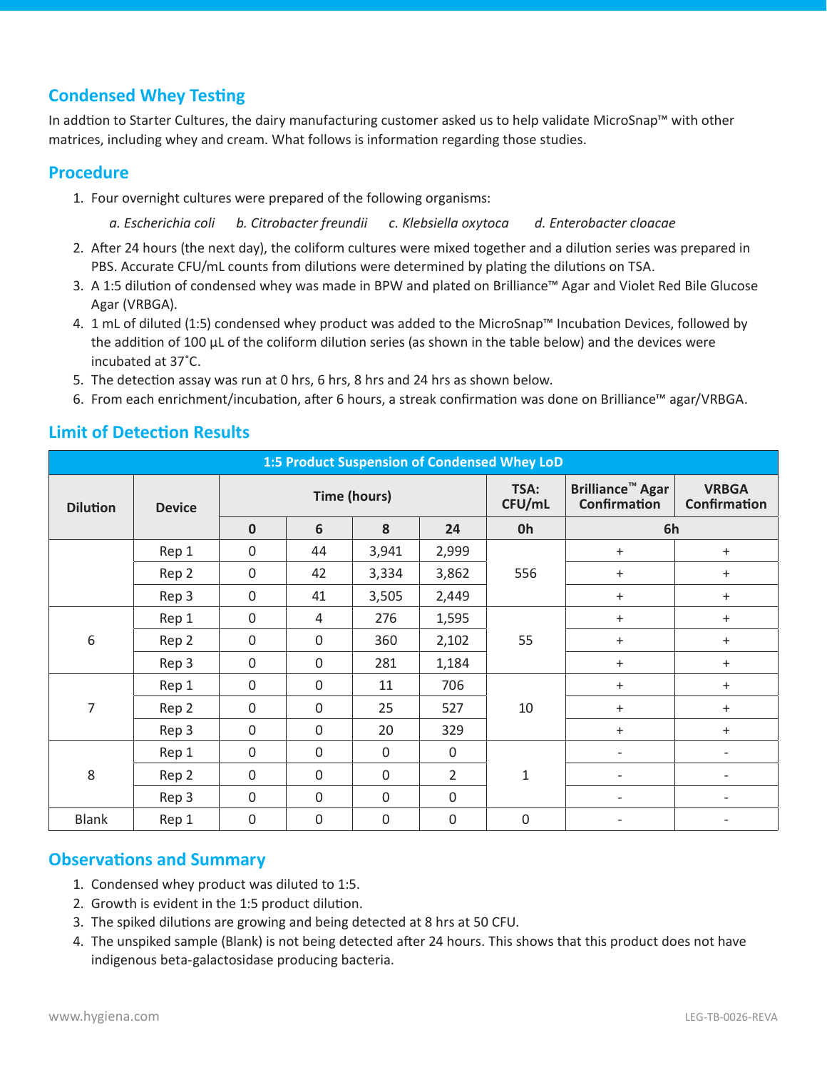## Condensed Whey Testing

In addtion to Starter Cultures, the dairy manufacturing customer asked us to help validate MicroSnap™ with other matrices, including whey and cream. What follows is information regarding those studies.

## Procedure

1. Four overnight cultures were prepared of the following organisms:

   *a. Escherichia coli* *b. Citrobacter freundii* *c. Klebsiella oxytoca* *d. Enterobacter cloacae*

2. After 24 hours (the next day), the coliform cultures were mixed together and a dilution series was prepared in PBS. Accurate CFU/mL counts from dilutions were determined by plating the dilutions on TSA.
3. A 1:5 dilution of condensed whey was made in BPW and plated on Brilliance™ Agar and Violet Red Bile Glucose Agar (VRBGA).
4. 1 mL of diluted (1:5) condensed whey product was added to the MicroSnap™ Incubation Devices, followed by the addition of 100 µL of the coliform dilution series (as shown in the table below) and the devices were incubated at 37˚C.
5. The detection assay was run at 0 hrs, 6 hrs, 8 hrs and 24 hrs as shown below.
6. From each enrichment/incubation, after 6 hours, a streak confirmation was done on Brilliance™ agar/VRBGA.

## Limit of Detection Results

| 1:5 Product Suspension of Condensed Whey LoD | | | | | | | | |
|---|---|---|---|---|---|---|---|---|
| Dilution | Device | Time (hours) | | | | TSA: CFU/mL | Brilliance™ Agar Confirmation | VRBGA Confirmation |
| | | 0 | 6 | 8 | 24 | 0h | 6h | |
| | Rep 1 | 0 | 44 | 3,941 | 2,999 | 556 | + | + |
| | Rep 2 | 0 | 42 | 3,334 | 3,862 | | + | + |
| | Rep 3 | 0 | 41 | 3,505 | 2,449 | | + | + |
| 6 | Rep 1 | 0 | 4 | 276 | 1,595 | 55 | + | + |
| | Rep 2 | 0 | 0 | 360 | 2,102 | | + | + |
| | Rep 3 | 0 | 0 | 281 | 1,184 | | + | + |
| 7 | Rep 1 | 0 | 0 | 11 | 706 | 10 | + | + |
| | Rep 2 | 0 | 0 | 25 | 527 | | + | + |
| | Rep 3 | 0 | 0 | 20 | 329 | | + | + |
| 8 | Rep 1 | 0 | 0 | 0 | 0 | 1 | - | - |
| | Rep 2 | 0 | 0 | 0 | 2 | | - | - |
| | Rep 3 | 0 | 0 | 0 | 0 | | - | - |
| Blank | Rep 1 | 0 | 0 | 0 | 0 | 0 | - | - |

## Observations and Summary

1. Condensed whey product was diluted to 1:5.
2. Growth is evident in the 1:5 product dilution.
3. The spiked dilutions are growing and being detected at 8 hrs at 50 CFU.
4. The unspiked sample (Blank) is not being detected after 24 hours. This shows that this product does not have indigenous beta-galactosidase producing bacteria.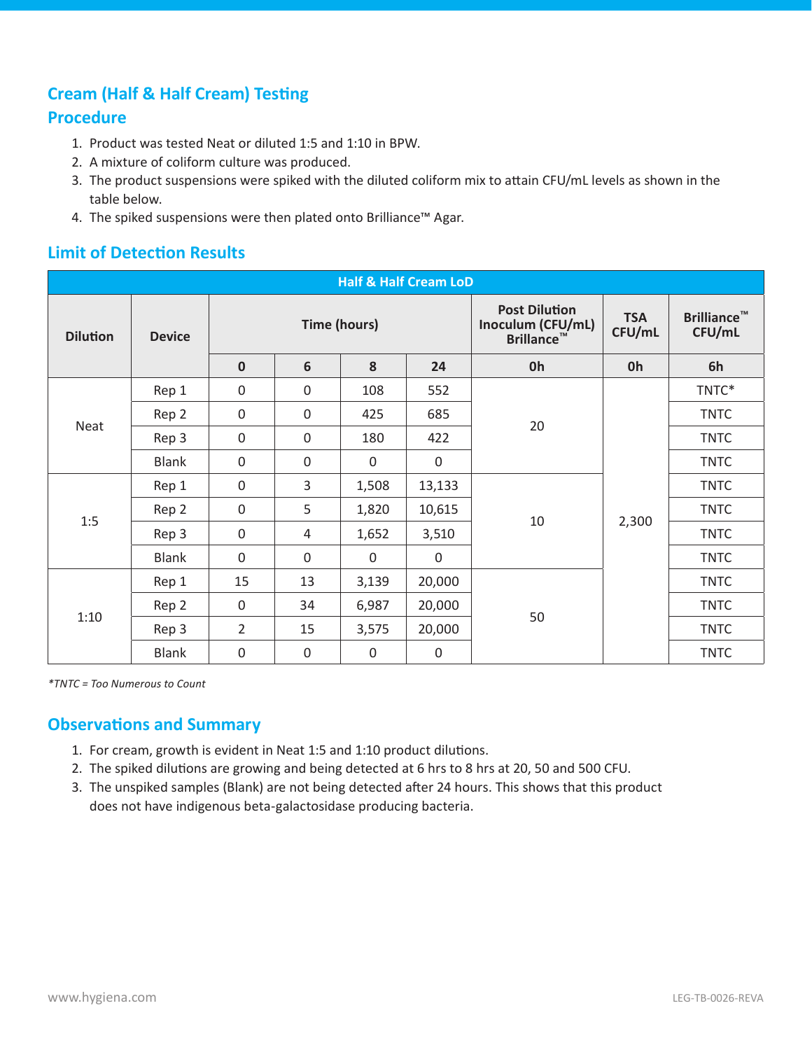## Cream (Half & Half Cream) Testing

## Procedure

1. Product was tested Neat or diluted 1:5 and 1:10 in BPW.
2. A mixture of coliform culture was produced.
3. The product suspensions were spiked with the diluted coliform mix to attain CFU/mL levels as shown in the table below.
4. The spiked suspensions were then plated onto Brilliance™ Agar.

## Limit of Detection Results

| Half & Half Cream LoD | | | | | | | | |
|---|---|---|---|---|---|---|---|---|
| Dilution | Device | Time (hours) | | | | Post Dilution Inoculum (CFU/mL) Brillance™ | TSA CFU/mL | Brilliance™ CFU/mL |
| | | 0 | 6 | 8 | 24 | 0h | 0h | 6h |
| Neat | Rep 1 | 0 | 0 | 108 | 552 | 20 | 2,300 | TNTC* |
| | Rep 2 | 0 | 0 | 425 | 685 | | | TNTC |
| | Rep 3 | 0 | 0 | 180 | 422 | | | TNTC |
| | Blank | 0 | 0 | 0 | 0 | | | TNTC |
| 1:5 | Rep 1 | 0 | 3 | 1,508 | 13,133 | 10 | | TNTC |
| | Rep 2 | 0 | 5 | 1,820 | 10,615 | | | TNTC |
| | Rep 3 | 0 | 4 | 1,652 | 3,510 | | | TNTC |
| | Blank | 0 | 0 | 0 | 0 | | | TNTC |
| 1:10 | Rep 1 | 15 | 13 | 3,139 | 20,000 | 50 | | TNTC |
| | Rep 2 | 0 | 34 | 6,987 | 20,000 | | | TNTC |
| | Rep 3 | 2 | 15 | 3,575 | 20,000 | | | TNTC |
| | Blank | 0 | 0 | 0 | 0 | | | TNTC |

*\*TNTC = Too Numerous to Count*

## Observations and Summary

1. For cream, growth is evident in Neat 1:5 and 1:10 product dilutions.
2. The spiked dilutions are growing and being detected at 6 hrs to 8 hrs at 20, 50 and 500 CFU.
3. The unspiked samples (Blank) are not being detected after 24 hours. This shows that this product does not have indigenous beta-galactosidase producing bacteria.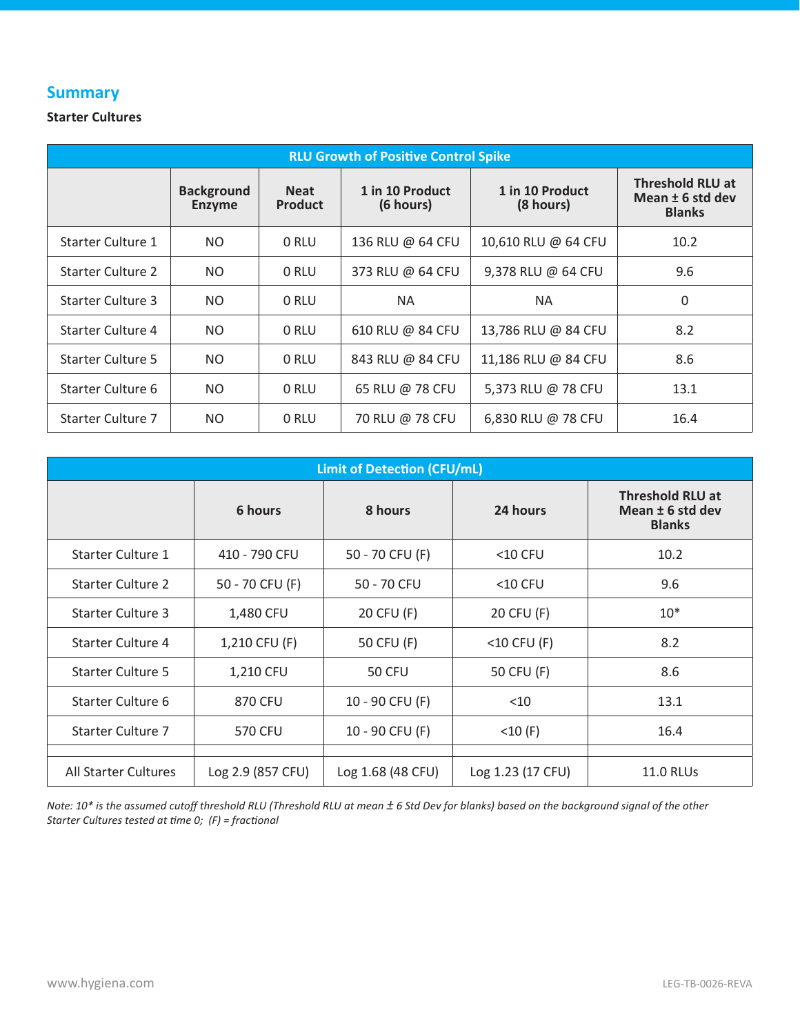## Summary

**Starter Cultures**

| RLU Growth of Positive Control Spike | | | | | |
|---|---|---|---|---|---|
| | **Background Enzyme** | **Neat Product** | **1 in 10 Product (6 hours)** | **1 in 10 Product (8 hours)** | **Threshold RLU at Mean ± 6 std dev Blanks** |
| Starter Culture 1 | NO | 0 RLU | 136 RLU @ 64 CFU | 10,610 RLU @ 64 CFU | 10.2 |
| Starter Culture 2 | NO | 0 RLU | 373 RLU @ 64 CFU | 9,378 RLU @ 64 CFU | 9.6 |
| Starter Culture 3 | NO | 0 RLU | NA | NA | 0 |
| Starter Culture 4 | NO | 0 RLU | 610 RLU @ 84 CFU | 13,786 RLU @ 84 CFU | 8.2 |
| Starter Culture 5 | NO | 0 RLU | 843 RLU @ 84 CFU | 11,186 RLU @ 84 CFU | 8.6 |
| Starter Culture 6 | NO | 0 RLU | 65 RLU @ 78 CFU | 5,373 RLU @ 78 CFU | 13.1 |
| Starter Culture 7 | NO | 0 RLU | 70 RLU @ 78 CFU | 6,830 RLU @ 78 CFU | 16.4 |

| Limit of Detection (CFU/mL) | | | | |
|---|---|---|---|---|
| | **6 hours** | **8 hours** | **24 hours** | **Threshold RLU at Mean ± 6 std dev Blanks** |
| Starter Culture 1 | 410 - 790 CFU | 50 - 70 CFU (F) | <10 CFU | 10.2 |
| Starter Culture 2 | 50 - 70 CFU (F) | 50 - 70 CFU | <10 CFU | 9.6 |
| Starter Culture 3 | 1,480 CFU | 20 CFU (F) | 20 CFU (F) | 10* |
| Starter Culture 4 | 1,210 CFU (F) | 50 CFU (F) | <10 CFU (F) | 8.2 |
| Starter Culture 5 | 1,210 CFU | 50 CFU | 50 CFU (F) | 8.6 |
| Starter Culture 6 | 870 CFU | 10 - 90 CFU (F) | <10 | 13.1 |
| Starter Culture 7 | 570 CFU | 10 - 90 CFU (F) | <10 (F) | 16.4 |
| | | | | |
| All Starter Cultures | Log 2.9 (857 CFU) | Log 1.68 (48 CFU) | Log 1.23 (17 CFU) | 11.0 RLUs |

*Note: 10* is the assumed cutoff threshold RLU (Threshold RLU at mean ± 6 Std Dev for blanks) based on the background signal of the other Starter Cultures tested at time 0; (F) = fractional*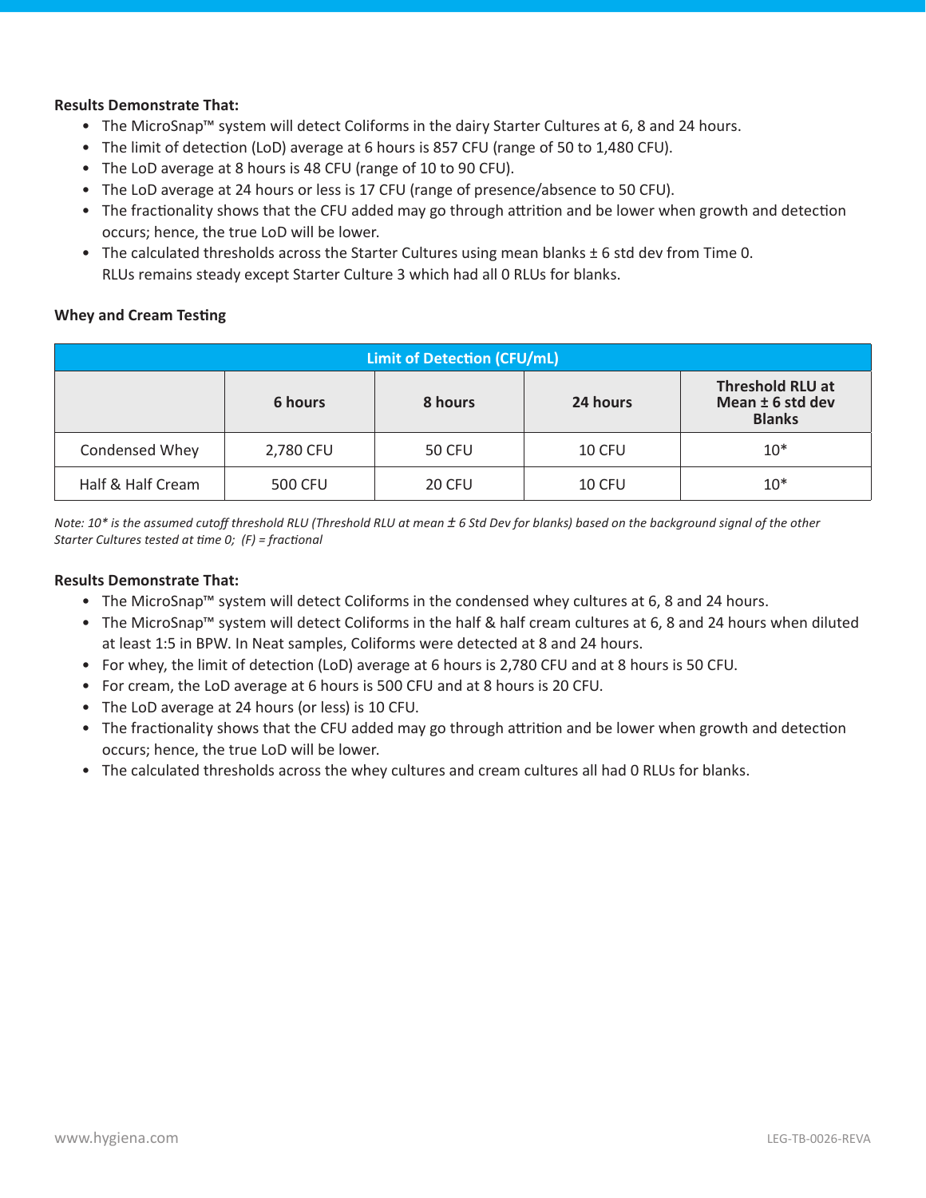**Results Demonstrate That:**

- The MicroSnap™ system will detect Coliforms in the dairy Starter Cultures at 6, 8 and 24 hours.
- The limit of detection (LoD) average at 6 hours is 857 CFU (range of 50 to 1,480 CFU).
- The LoD average at 8 hours is 48 CFU (range of 10 to 90 CFU).
- The LoD average at 24 hours or less is 17 CFU (range of presence/absence to 50 CFU).
- The fractionality shows that the CFU added may go through attrition and be lower when growth and detection occurs; hence, the true LoD will be lower.
- The calculated thresholds across the Starter Cultures using mean blanks ± 6 std dev from Time 0. RLUs remains steady except Starter Culture 3 which had all 0 RLUs for blanks.

**Whey and Cream Testing**

| Limit of Detection (CFU/mL) | | | | |
|---|---|---|---|---|
| | **6 hours** | **8 hours** | **24 hours** | **Threshold RLU at Mean ± 6 std dev Blanks** |
| Condensed Whey | 2,780 CFU | 50 CFU | 10 CFU | 10* |
| Half & Half Cream | 500 CFU | 20 CFU | 10 CFU | 10* |

*Note: 10* is the assumed cutoff threshold RLU (Threshold RLU at mean ± 6 Std Dev for blanks) based on the background signal of the other Starter Cultures tested at time 0; (F) = fractional*

**Results Demonstrate That:**

- The MicroSnap™ system will detect Coliforms in the condensed whey cultures at 6, 8 and 24 hours.
- The MicroSnap™ system will detect Coliforms in the half & half cream cultures at 6, 8 and 24 hours when diluted at least 1:5 in BPW. In Neat samples, Coliforms were detected at 8 and 24 hours.
- For whey, the limit of detection (LoD) average at 6 hours is 2,780 CFU and at 8 hours is 50 CFU.
- For cream, the LoD average at 6 hours is 500 CFU and at 8 hours is 20 CFU.
- The LoD average at 24 hours (or less) is 10 CFU.
- The fractionality shows that the CFU added may go through attrition and be lower when growth and detection occurs; hence, the true LoD will be lower.
- The calculated thresholds across the whey cultures and cream cultures all had 0 RLUs for blanks.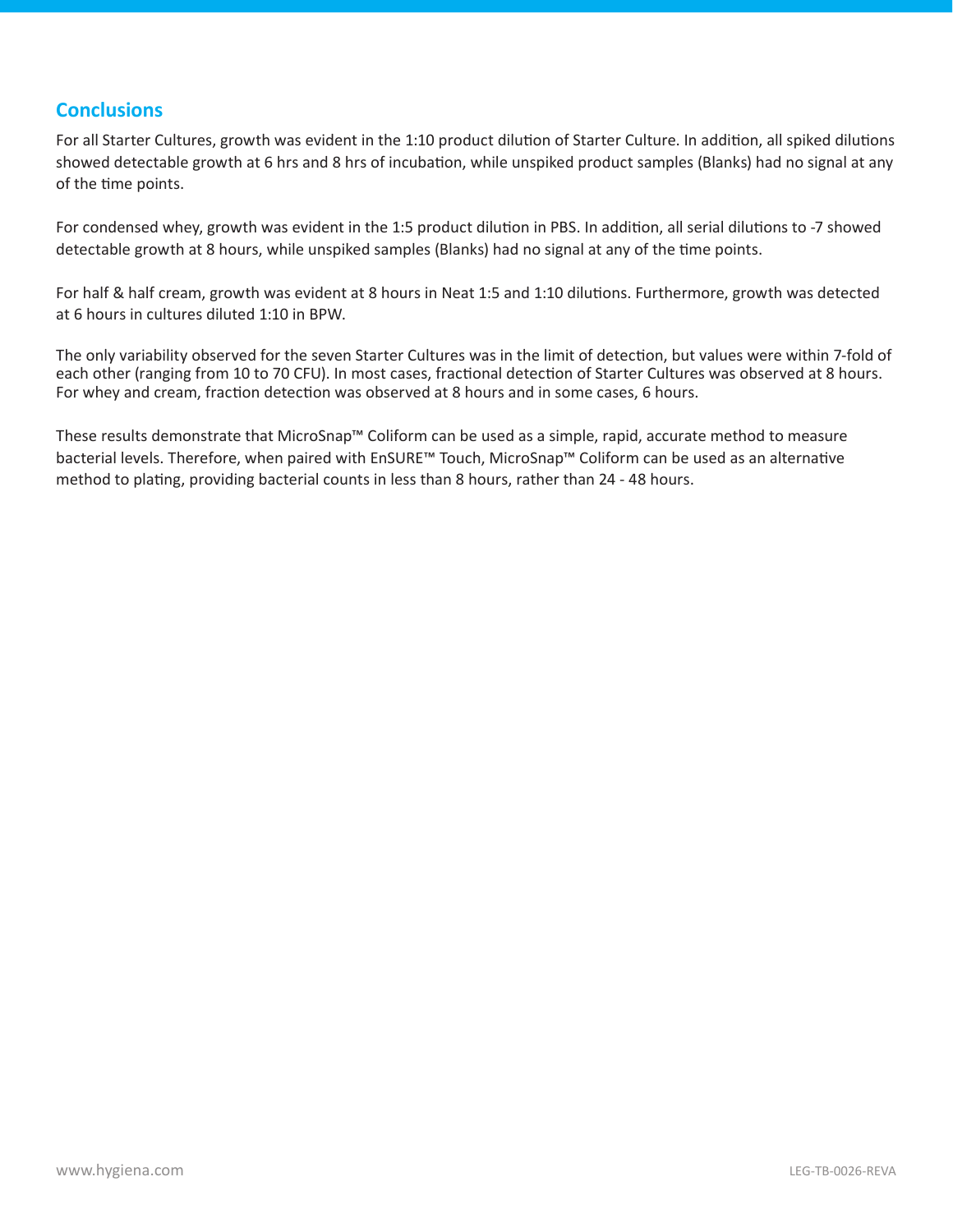## Conclusions

For all Starter Cultures, growth was evident in the 1:10 product dilution of Starter Culture. In addition, all spiked dilutions showed detectable growth at 6 hrs and 8 hrs of incubation, while unspiked product samples (Blanks) had no signal at any of the time points.

For condensed whey, growth was evident in the 1:5 product dilution in PBS. In addition, all serial dilutions to -7 showed detectable growth at 8 hours, while unspiked samples (Blanks) had no signal at any of the time points.

For half & half cream, growth was evident at 8 hours in Neat 1:5 and 1:10 dilutions. Furthermore, growth was detected at 6 hours in cultures diluted 1:10 in BPW.

The only variability observed for the seven Starter Cultures was in the limit of detection, but values were within 7-fold of each other (ranging from 10 to 70 CFU). In most cases, fractional detection of Starter Cultures was observed at 8 hours. For whey and cream, fraction detection was observed at 8 hours and in some cases, 6 hours.

These results demonstrate that MicroSnap™ Coliform can be used as a simple, rapid, accurate method to measure bacterial levels. Therefore, when paired with EnSURE™ Touch, MicroSnap™ Coliform can be used as an alternative method to plating, providing bacterial counts in less than 8 hours, rather than 24 - 48 hours.